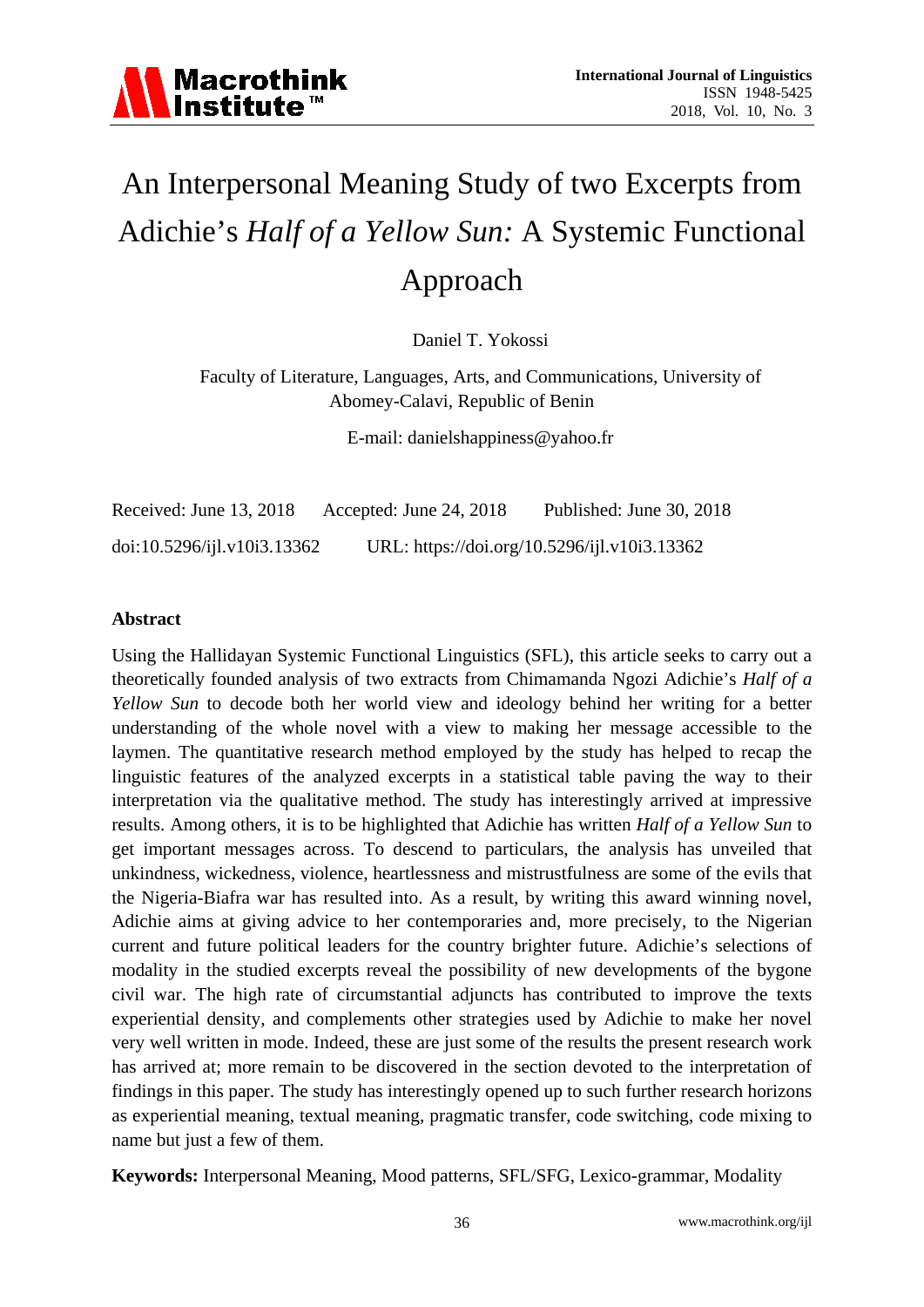# An Interpersonal Meaning Study of two Excerpts from Adichie's *Half of a Yellow Sun:* A Systemic Functional Approach

Daniel T. Yokossi

Faculty of Literature, Languages, Arts, and Communications, University of Abomey-Calavi, Republic of Benin

E-mail: danielshappiness@yahoo.fr

Received: June 13, 2018 Accepted: June 24, 2018 Published: June 30, 2018

doi:10.5296/ijl.v10i3.13362 URL: https://doi.org/10.5296/ijl.v10i3.13362

## Abstract

Using the Hallidayan Systemic Functional Linguistics (SFL), this article seeks to carry out a theoretically founded analysis of two extracts from Chimamanda Ngozi Adichie's *Half of a Yellow Sun* to decode both her world view and ideology behind her writing for a better understanding of the whole novel with a view to making her message accessible to the laymen. The quantitative research method employed by the study has helped to recap the linguistic features of the analyzed excerpts in a statistical table paving the way to their interpretation via the qualitative method. The study has interestingly arrived at impressive results. Among others, it is to be highlighted that Adichie has written *Half of a Yellow Sun* to get important messages across. To descend to particulars, the analysis has unveiled that unkindness, wickedness, violence, heartlessness and mistrustfulness are some of the evils that the Nigeria-Biafra war has resulted into. As a result, by writing this award winning novel, Adichie aims at giving advice to her contemporaries and, more precisely, to the Nigerian current and future political leaders for the country brighter future. Adichie's selections of modality in the studied excerpts reveal the possibility of new developments of the bygone civil war. The high rate of circumstantial adjuncts has contributed to improve the texts experiential density, and complements other strategies used by Adichie to make her novel very well written in mode. Indeed, these are just some of the results the present research work has arrived at; more remain to be discovered in the section devoted to the interpretation of findings in this paper. The study has interestingly opened up to such further research horizons as experiential meaning, textual meaning, pragmatic transfer, code switching, code mixing to name but just a few of them.

**Keywords:** Interpersonal Meaning, Mood patterns, SFL/SFG, Lexico-grammar, Modality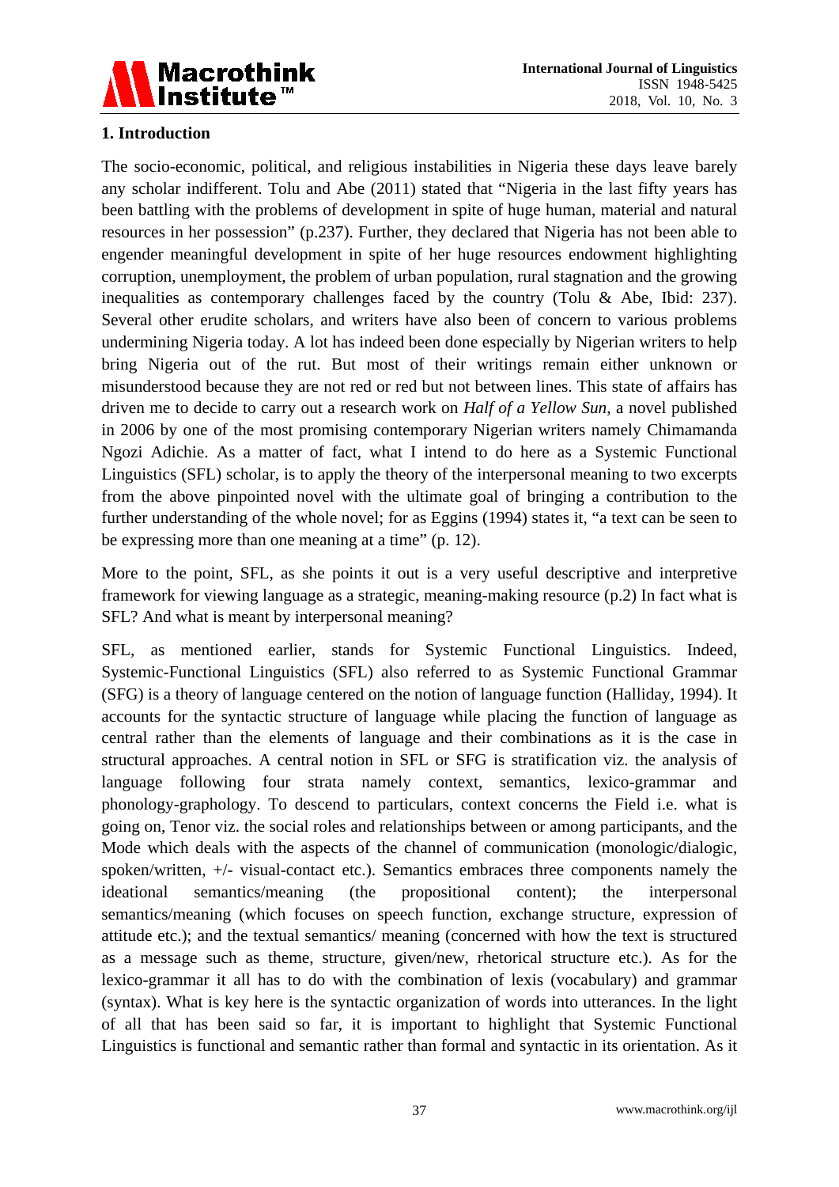## 1. Introduction

The socio-economic, political, and religious instabilities in Nigeria these days leave barely any scholar indifferent. Tolu and Abe (2011) stated that “Nigeria in the last fifty years has been battling with the problems of development in spite of huge human, material and natural resources in her possession” (p.237). Further, they declared that Nigeria has not been able to engender meaningful development in spite of her huge resources endowment highlighting corruption, unemployment, the problem of urban population, rural stagnation and the growing inequalities as contemporary challenges faced by the country (Tolu & Abe, Ibid: 237). Several other erudite scholars, and writers have also been of concern to various problems undermining Nigeria today. A lot has indeed been done especially by Nigerian writers to help bring Nigeria out of the rut. But most of their writings remain either unknown or misunderstood because they are not red or red but not between lines. This state of affairs has driven me to decide to carry out a research work on *Half of a Yellow Sun*, a novel published in 2006 by one of the most promising contemporary Nigerian writers namely Chimamanda Ngozi Adichie. As a matter of fact, what I intend to do here as a Systemic Functional Linguistics (SFL) scholar, is to apply the theory of the interpersonal meaning to two excerpts from the above pinpointed novel with the ultimate goal of bringing a contribution to the further understanding of the whole novel; for as Eggins (1994) states it, “a text can be seen to be expressing more than one meaning at a time” (p. 12).

More to the point, SFL, as she points it out is a very useful descriptive and interpretive framework for viewing language as a strategic, meaning-making resource (p.2) In fact what is SFL? And what is meant by interpersonal meaning?

SFL, as mentioned earlier, stands for Systemic Functional Linguistics. Indeed, Systemic-Functional Linguistics (SFL) also referred to as Systemic Functional Grammar (SFG) is a theory of language centered on the notion of language function (Halliday, 1994). It accounts for the syntactic structure of language while placing the function of language as central rather than the elements of language and their combinations as it is the case in structural approaches. A central notion in SFL or SFG is stratification viz. the analysis of language following four strata namely context, semantics, lexico-grammar and phonology-graphology. To descend to particulars, context concerns the Field i.e. what is going on, Tenor viz. the social roles and relationships between or among participants, and the Mode which deals with the aspects of the channel of communication (monologic/dialogic, spoken/written, +/- visual-contact etc.). Semantics embraces three components namely the ideational semantics/meaning (the propositional content); the interpersonal semantics/meaning (which focuses on speech function, exchange structure, expression of attitude etc.); and the textual semantics/ meaning (concerned with how the text is structured as a message such as theme, structure, given/new, rhetorical structure etc.). As for the lexico-grammar it all has to do with the combination of lexis (vocabulary) and grammar (syntax). What is key here is the syntactic organization of words into utterances. In the light of all that has been said so far, it is important to highlight that Systemic Functional Linguistics is functional and semantic rather than formal and syntactic in its orientation. As it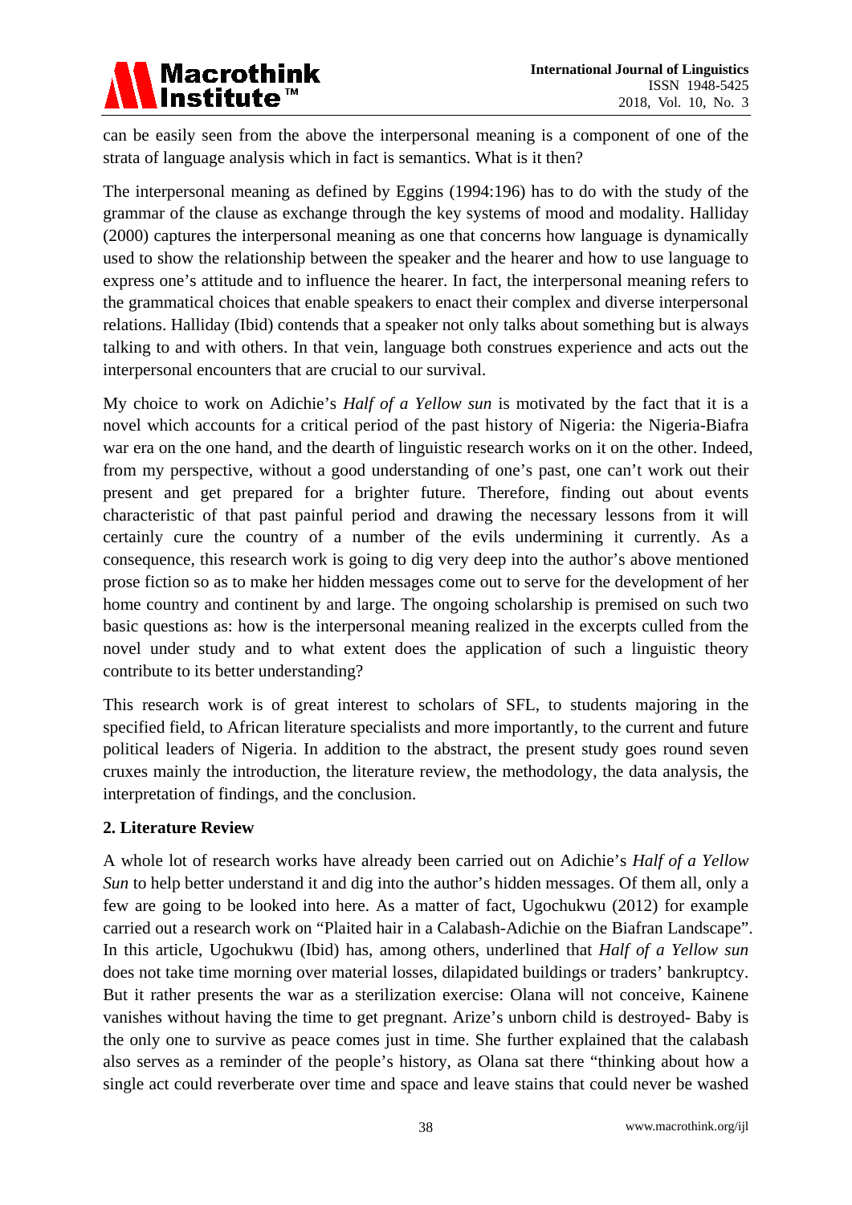can be easily seen from the above the interpersonal meaning is a component of one of the strata of language analysis which in fact is semantics. What is it then?

The interpersonal meaning as defined by Eggins (1994:196) has to do with the study of the grammar of the clause as exchange through the key systems of mood and modality. Halliday (2000) captures the interpersonal meaning as one that concerns how language is dynamically used to show the relationship between the speaker and the hearer and how to use language to express one's attitude and to influence the hearer. In fact, the interpersonal meaning refers to the grammatical choices that enable speakers to enact their complex and diverse interpersonal relations. Halliday (Ibid) contends that a speaker not only talks about something but is always talking to and with others. In that vein, language both construes experience and acts out the interpersonal encounters that are crucial to our survival.

My choice to work on Adichie's *Half of a Yellow sun* is motivated by the fact that it is a novel which accounts for a critical period of the past history of Nigeria: the Nigeria-Biafra war era on the one hand, and the dearth of linguistic research works on it on the other. Indeed, from my perspective, without a good understanding of one's past, one can't work out their present and get prepared for a brighter future. Therefore, finding out about events characteristic of that past painful period and drawing the necessary lessons from it will certainly cure the country of a number of the evils undermining it currently. As a consequence, this research work is going to dig very deep into the author's above mentioned prose fiction so as to make her hidden messages come out to serve for the development of her home country and continent by and large. The ongoing scholarship is premised on such two basic questions as: how is the interpersonal meaning realized in the excerpts culled from the novel under study and to what extent does the application of such a linguistic theory contribute to its better understanding?

This research work is of great interest to scholars of SFL, to students majoring in the specified field, to African literature specialists and more importantly, to the current and future political leaders of Nigeria. In addition to the abstract, the present study goes round seven cruxes mainly the introduction, the literature review, the methodology, the data analysis, the interpretation of findings, and the conclusion.

## 2. Literature Review

A whole lot of research works have already been carried out on Adichie's *Half of a Yellow Sun* to help better understand it and dig into the author's hidden messages. Of them all, only a few are going to be looked into here. As a matter of fact, Ugochukwu (2012) for example carried out a research work on "Plaited hair in a Calabash-Adichie on the Biafran Landscape". In this article, Ugochukwu (Ibid) has, among others, underlined that *Half of a Yellow sun* does not take time morning over material losses, dilapidated buildings or traders' bankruptcy. But it rather presents the war as a sterilization exercise: Olana will not conceive, Kainene vanishes without having the time to get pregnant. Arize's unborn child is destroyed- Baby is the only one to survive as peace comes just in time. She further explained that the calabash also serves as a reminder of the people's history, as Olana sat there "thinking about how a single act could reverberate over time and space and leave stains that could never be washed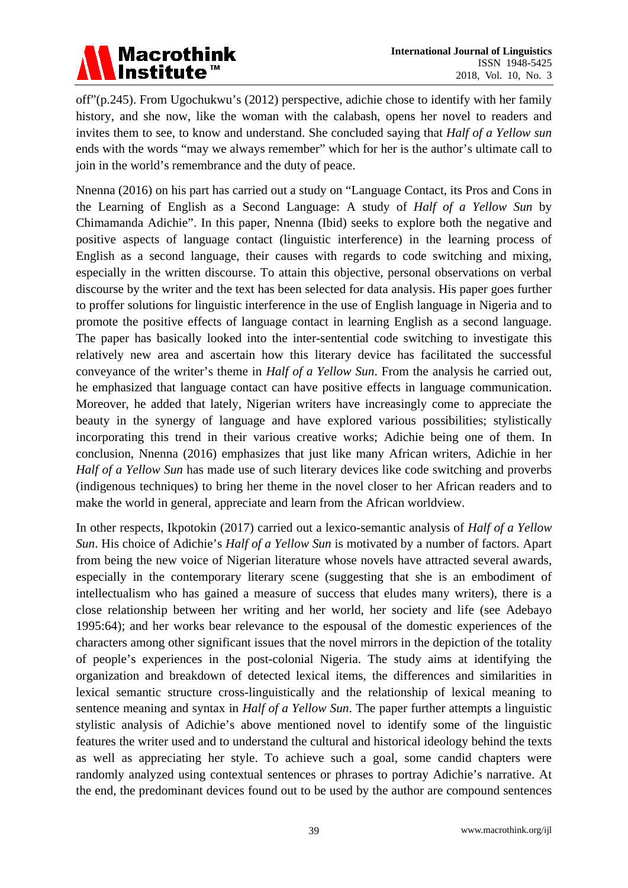off"(p.245). From Ugochukwu's (2012) perspective, adichie chose to identify with her family history, and she now, like the woman with the calabash, opens her novel to readers and invites them to see, to know and understand. She concluded saying that *Half of a Yellow sun* ends with the words "may we always remember" which for her is the author's ultimate call to join in the world's remembrance and the duty of peace.

Nnenna (2016) on his part has carried out a study on "Language Contact, its Pros and Cons in the Learning of English as a Second Language: A study of *Half of a Yellow Sun* by Chimamanda Adichie". In this paper, Nnenna (Ibid) seeks to explore both the negative and positive aspects of language contact (linguistic interference) in the learning process of English as a second language, their causes with regards to code switching and mixing, especially in the written discourse. To attain this objective, personal observations on verbal discourse by the writer and the text has been selected for data analysis. His paper goes further to proffer solutions for linguistic interference in the use of English language in Nigeria and to promote the positive effects of language contact in learning English as a second language. The paper has basically looked into the inter-sentential code switching to investigate this relatively new area and ascertain how this literary device has facilitated the successful conveyance of the writer's theme in *Half of a Yellow Sun*. From the analysis he carried out, he emphasized that language contact can have positive effects in language communication. Moreover, he added that lately, Nigerian writers have increasingly come to appreciate the beauty in the synergy of language and have explored various possibilities; stylistically incorporating this trend in their various creative works; Adichie being one of them. In conclusion, Nnenna (2016) emphasizes that just like many African writers, Adichie in her *Half of a Yellow Sun* has made use of such literary devices like code switching and proverbs (indigenous techniques) to bring her theme in the novel closer to her African readers and to make the world in general, appreciate and learn from the African worldview.

In other respects, Ikpotokin (2017) carried out a lexico-semantic analysis of *Half of a Yellow Sun*. His choice of Adichie's *Half of a Yellow Sun* is motivated by a number of factors. Apart from being the new voice of Nigerian literature whose novels have attracted several awards, especially in the contemporary literary scene (suggesting that she is an embodiment of intellectualism who has gained a measure of success that eludes many writers), there is a close relationship between her writing and her world, her society and life (see Adebayo 1995:64); and her works bear relevance to the espousal of the domestic experiences of the characters among other significant issues that the novel mirrors in the depiction of the totality of people's experiences in the post-colonial Nigeria. The study aims at identifying the organization and breakdown of detected lexical items, the differences and similarities in lexical semantic structure cross-linguistically and the relationship of lexical meaning to sentence meaning and syntax in *Half of a Yellow Sun*. The paper further attempts a linguistic stylistic analysis of Adichie's above mentioned novel to identify some of the linguistic features the writer used and to understand the cultural and historical ideology behind the texts as well as appreciating her style. To achieve such a goal, some candid chapters were randomly analyzed using contextual sentences or phrases to portray Adichie's narrative. At the end, the predominant devices found out to be used by the author are compound sentences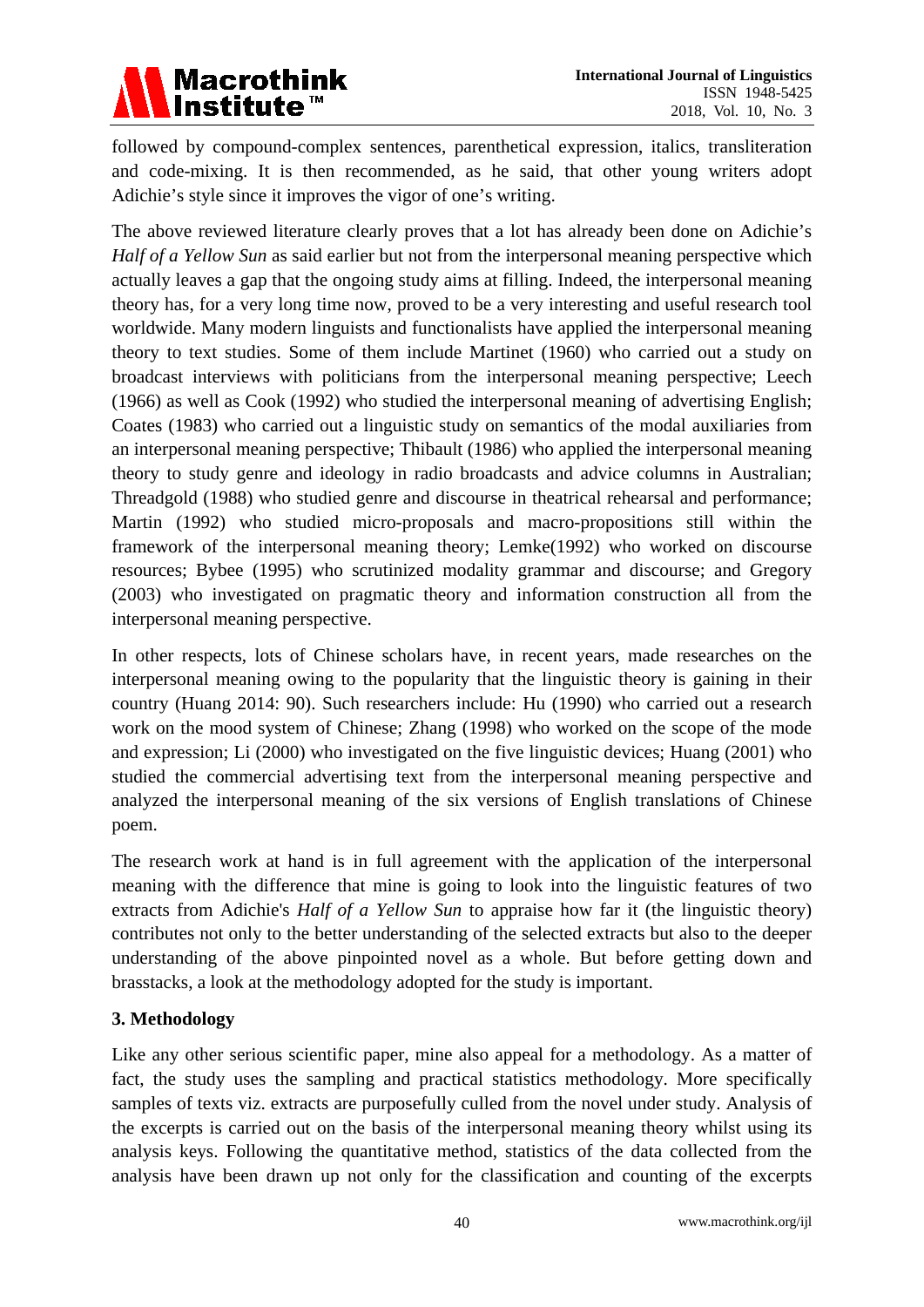followed by compound-complex sentences, parenthetical expression, italics, transliteration and code-mixing. It is then recommended, as he said, that other young writers adopt Adichie's style since it improves the vigor of one's writing.

The above reviewed literature clearly proves that a lot has already been done on Adichie's *Half of a Yellow Sun* as said earlier but not from the interpersonal meaning perspective which actually leaves a gap that the ongoing study aims at filling. Indeed, the interpersonal meaning theory has, for a very long time now, proved to be a very interesting and useful research tool worldwide. Many modern linguists and functionalists have applied the interpersonal meaning theory to text studies. Some of them include Martinet (1960) who carried out a study on broadcast interviews with politicians from the interpersonal meaning perspective; Leech (1966) as well as Cook (1992) who studied the interpersonal meaning of advertising English; Coates (1983) who carried out a linguistic study on semantics of the modal auxiliaries from an interpersonal meaning perspective; Thibault (1986) who applied the interpersonal meaning theory to study genre and ideology in radio broadcasts and advice columns in Australian; Threadgold (1988) who studied genre and discourse in theatrical rehearsal and performance; Martin (1992) who studied micro-proposals and macro-propositions still within the framework of the interpersonal meaning theory; Lemke(1992) who worked on discourse resources; Bybee (1995) who scrutinized modality grammar and discourse; and Gregory (2003) who investigated on pragmatic theory and information construction all from the interpersonal meaning perspective.

In other respects, lots of Chinese scholars have, in recent years, made researches on the interpersonal meaning owing to the popularity that the linguistic theory is gaining in their country (Huang 2014: 90). Such researchers include: Hu (1990) who carried out a research work on the mood system of Chinese; Zhang (1998) who worked on the scope of the mode and expression; Li (2000) who investigated on the five linguistic devices; Huang (2001) who studied the commercial advertising text from the interpersonal meaning perspective and analyzed the interpersonal meaning of the six versions of English translations of Chinese poem.

The research work at hand is in full agreement with the application of the interpersonal meaning with the difference that mine is going to look into the linguistic features of two extracts from Adichie's *Half of a Yellow Sun* to appraise how far it (the linguistic theory) contributes not only to the better understanding of the selected extracts but also to the deeper understanding of the above pinpointed novel as a whole. But before getting down and brasstacks, a look at the methodology adopted for the study is important.

## 3. Methodology

Like any other serious scientific paper, mine also appeal for a methodology. As a matter of fact, the study uses the sampling and practical statistics methodology. More specifically samples of texts viz. extracts are purposefully culled from the novel under study. Analysis of the excerpts is carried out on the basis of the interpersonal meaning theory whilst using its analysis keys. Following the quantitative method, statistics of the data collected from the analysis have been drawn up not only for the classification and counting of the excerpts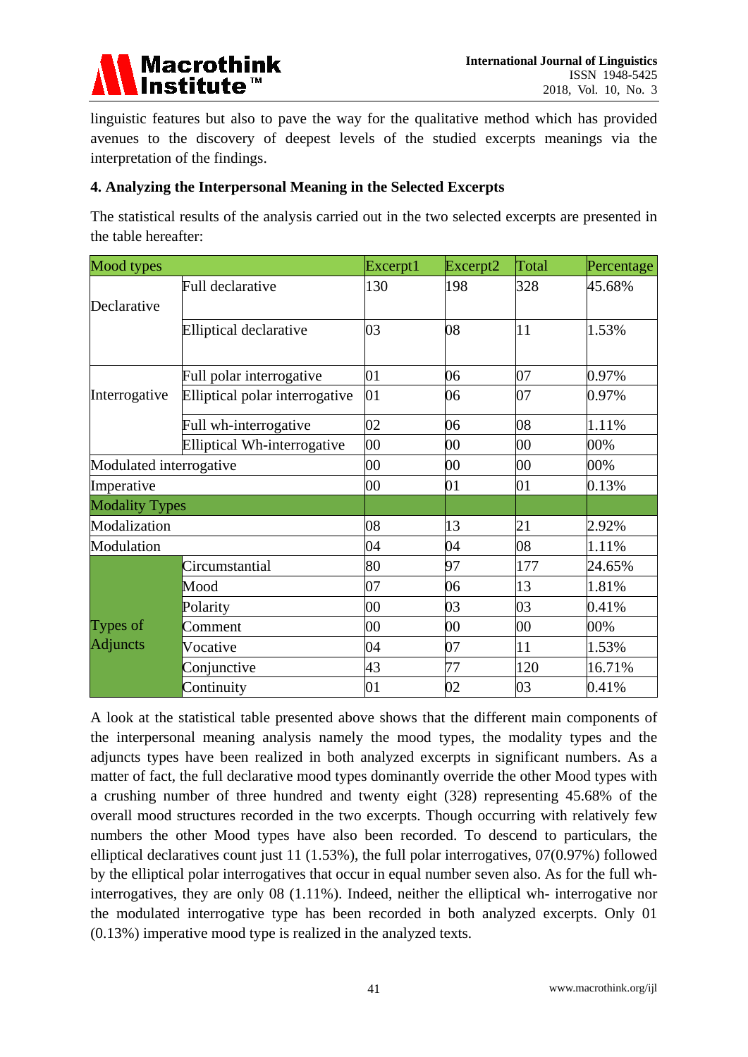linguistic features but also to pave the way for the qualitative method which has provided avenues to the discovery of deepest levels of the studied excerpts meanings via the interpretation of the findings.

### 4. Analyzing the Interpersonal Meaning in the Selected Excerpts

The statistical results of the analysis carried out in the two selected excerpts are presented in the table hereafter:

| Mood types | | Excerpt1 | Excerpt2 | Total | Percentage |
|---|---|---|---|---|---|
| Declarative | Full declarative | 130 | 198 | 328 | 45.68% |
| | Elliptical declarative | 03 | 08 | 11 | 1.53% |
| Interrogative | Full polar interrogative | 01 | 06 | 07 | 0.97% |
| | Elliptical polar interrogative | 01 | 06 | 07 | 0.97% |
| | Full wh-interrogative | 02 | 06 | 08 | 1.11% |
| | Elliptical Wh-interrogative | 00 | 00 | 00 | 00% |
| Modulated interrogative | | 00 | 00 | 00 | 00% |
| Imperative | | 00 | 01 | 01 | 0.13% |
| Modality Types | | | | | |
| Modalization | | 08 | 13 | 21 | 2.92% |
| Modulation | | 04 | 04 | 08 | 1.11% |
| Types of Adjuncts | Circumstantial | 80 | 97 | 177 | 24.65% |
| | Mood | 07 | 06 | 13 | 1.81% |
| | Polarity | 00 | 03 | 03 | 0.41% |
| | Comment | 00 | 00 | 00 | 00% |
| | Vocative | 04 | 07 | 11 | 1.53% |
| | Conjunctive | 43 | 77 | 120 | 16.71% |
| | Continuity | 01 | 02 | 03 | 0.41% |

A look at the statistical table presented above shows that the different main components of the interpersonal meaning analysis namely the mood types, the modality types and the adjuncts types have been realized in both analyzed excerpts in significant numbers. As a matter of fact, the full declarative mood types dominantly override the other Mood types with a crushing number of three hundred and twenty eight (328) representing 45.68% of the overall mood structures recorded in the two excerpts. Though occurring with relatively few numbers the other Mood types have also been recorded. To descend to particulars, the elliptical declaratives count just 11 (1.53%), the full polar interrogatives, 07(0.97%) followed by the elliptical polar interrogatives that occur in equal number seven also. As for the full wh-interrogatives, they are only 08 (1.11%). Indeed, neither the elliptical wh- interrogative nor the modulated interrogative type has been recorded in both analyzed excerpts. Only 01 (0.13%) imperative mood type is realized in the analyzed texts.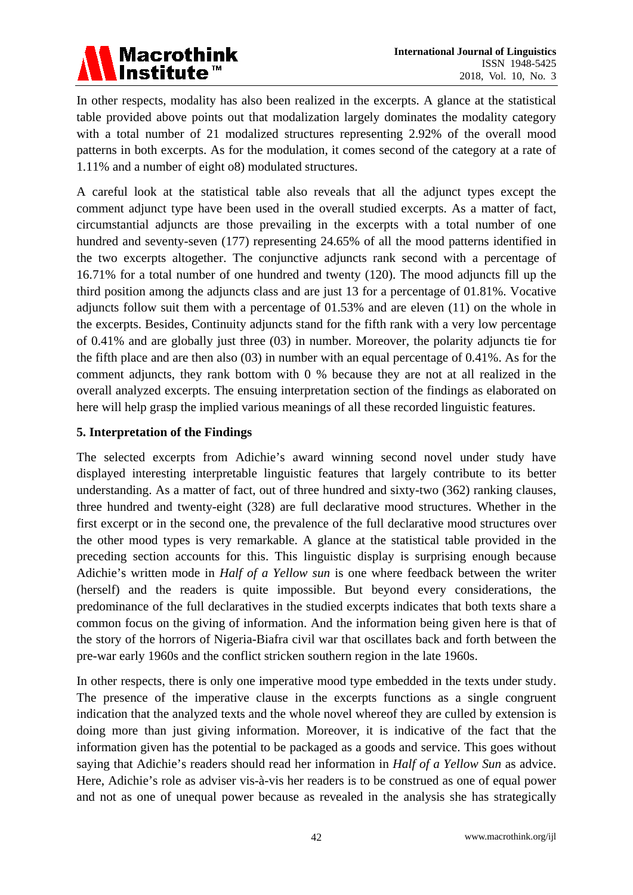In other respects, modality has also been realized in the excerpts. A glance at the statistical table provided above points out that modalization largely dominates the modality category with a total number of 21 modalized structures representing 2.92% of the overall mood patterns in both excerpts. As for the modulation, it comes second of the category at a rate of 1.11% and a number of eight o8) modulated structures.

A careful look at the statistical table also reveals that all the adjunct types except the comment adjunct type have been used in the overall studied excerpts. As a matter of fact, circumstantial adjuncts are those prevailing in the excerpts with a total number of one hundred and seventy-seven (177) representing 24.65% of all the mood patterns identified in the two excerpts altogether. The conjunctive adjuncts rank second with a percentage of 16.71% for a total number of one hundred and twenty (120). The mood adjuncts fill up the third position among the adjuncts class and are just 13 for a percentage of 01.81%. Vocative adjuncts follow suit them with a percentage of 01.53% and are eleven (11) on the whole in the excerpts. Besides, Continuity adjuncts stand for the fifth rank with a very low percentage of 0.41% and are globally just three (03) in number. Moreover, the polarity adjuncts tie for the fifth place and are then also (03) in number with an equal percentage of 0.41%. As for the comment adjuncts, they rank bottom with 0 % because they are not at all realized in the overall analyzed excerpts. The ensuing interpretation section of the findings as elaborated on here will help grasp the implied various meanings of all these recorded linguistic features.

## 5. Interpretation of the Findings

The selected excerpts from Adichie's award winning second novel under study have displayed interesting interpretable linguistic features that largely contribute to its better understanding. As a matter of fact, out of three hundred and sixty-two (362) ranking clauses, three hundred and twenty-eight (328) are full declarative mood structures. Whether in the first excerpt or in the second one, the prevalence of the full declarative mood structures over the other mood types is very remarkable. A glance at the statistical table provided in the preceding section accounts for this. This linguistic display is surprising enough because Adichie's written mode in *Half of a Yellow sun* is one where feedback between the writer (herself) and the readers is quite impossible. But beyond every considerations, the predominance of the full declaratives in the studied excerpts indicates that both texts share a common focus on the giving of information. And the information being given here is that of the story of the horrors of Nigeria-Biafra civil war that oscillates back and forth between the pre-war early 1960s and the conflict stricken southern region in the late 1960s.

In other respects, there is only one imperative mood type embedded in the texts under study. The presence of the imperative clause in the excerpts functions as a single congruent indication that the analyzed texts and the whole novel whereof they are culled by extension is doing more than just giving information. Moreover, it is indicative of the fact that the information given has the potential to be packaged as a goods and service. This goes without saying that Adichie's readers should read her information in *Half of a Yellow Sun* as advice. Here, Adichie's role as adviser vis-à-vis her readers is to be construed as one of equal power and not as one of unequal power because as revealed in the analysis she has strategically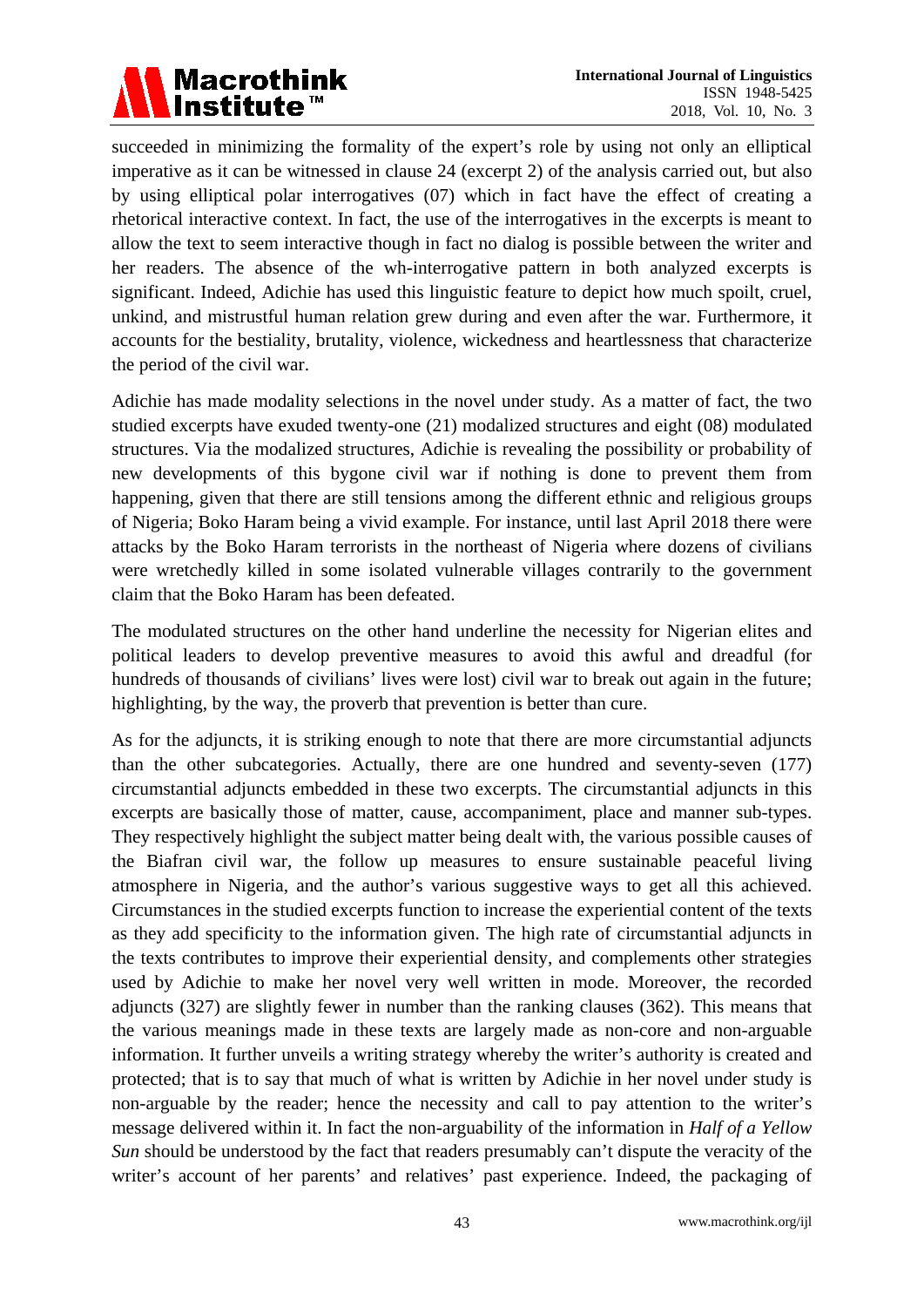succeeded in minimizing the formality of the expert's role by using not only an elliptical imperative as it can be witnessed in clause 24 (excerpt 2) of the analysis carried out, but also by using elliptical polar interrogatives (07) which in fact have the effect of creating a rhetorical interactive context. In fact, the use of the interrogatives in the excerpts is meant to allow the text to seem interactive though in fact no dialog is possible between the writer and her readers. The absence of the wh-interrogative pattern in both analyzed excerpts is significant. Indeed, Adichie has used this linguistic feature to depict how much spoilt, cruel, unkind, and mistrustful human relation grew during and even after the war. Furthermore, it accounts for the bestiality, brutality, violence, wickedness and heartlessness that characterize the period of the civil war.

Adichie has made modality selections in the novel under study. As a matter of fact, the two studied excerpts have exuded twenty-one (21) modalized structures and eight (08) modulated structures. Via the modalized structures, Adichie is revealing the possibility or probability of new developments of this bygone civil war if nothing is done to prevent them from happening, given that there are still tensions among the different ethnic and religious groups of Nigeria; Boko Haram being a vivid example. For instance, until last April 2018 there were attacks by the Boko Haram terrorists in the northeast of Nigeria where dozens of civilians were wretchedly killed in some isolated vulnerable villages contrarily to the government claim that the Boko Haram has been defeated.

The modulated structures on the other hand underline the necessity for Nigerian elites and political leaders to develop preventive measures to avoid this awful and dreadful (for hundreds of thousands of civilians' lives were lost) civil war to break out again in the future; highlighting, by the way, the proverb that prevention is better than cure.

As for the adjuncts, it is striking enough to note that there are more circumstantial adjuncts than the other subcategories. Actually, there are one hundred and seventy-seven (177) circumstantial adjuncts embedded in these two excerpts. The circumstantial adjuncts in this excerpts are basically those of matter, cause, accompaniment, place and manner sub-types. They respectively highlight the subject matter being dealt with, the various possible causes of the Biafran civil war, the follow up measures to ensure sustainable peaceful living atmosphere in Nigeria, and the author's various suggestive ways to get all this achieved. Circumstances in the studied excerpts function to increase the experiential content of the texts as they add specificity to the information given. The high rate of circumstantial adjuncts in the texts contributes to improve their experiential density, and complements other strategies used by Adichie to make her novel very well written in mode. Moreover, the recorded adjuncts (327) are slightly fewer in number than the ranking clauses (362). This means that the various meanings made in these texts are largely made as non-core and non-arguable information. It further unveils a writing strategy whereby the writer's authority is created and protected; that is to say that much of what is written by Adichie in her novel under study is non-arguable by the reader; hence the necessity and call to pay attention to the writer's message delivered within it. In fact the non-arguability of the information in *Half of a Yellow Sun* should be understood by the fact that readers presumably can't dispute the veracity of the writer's account of her parents' and relatives' past experience. Indeed, the packaging of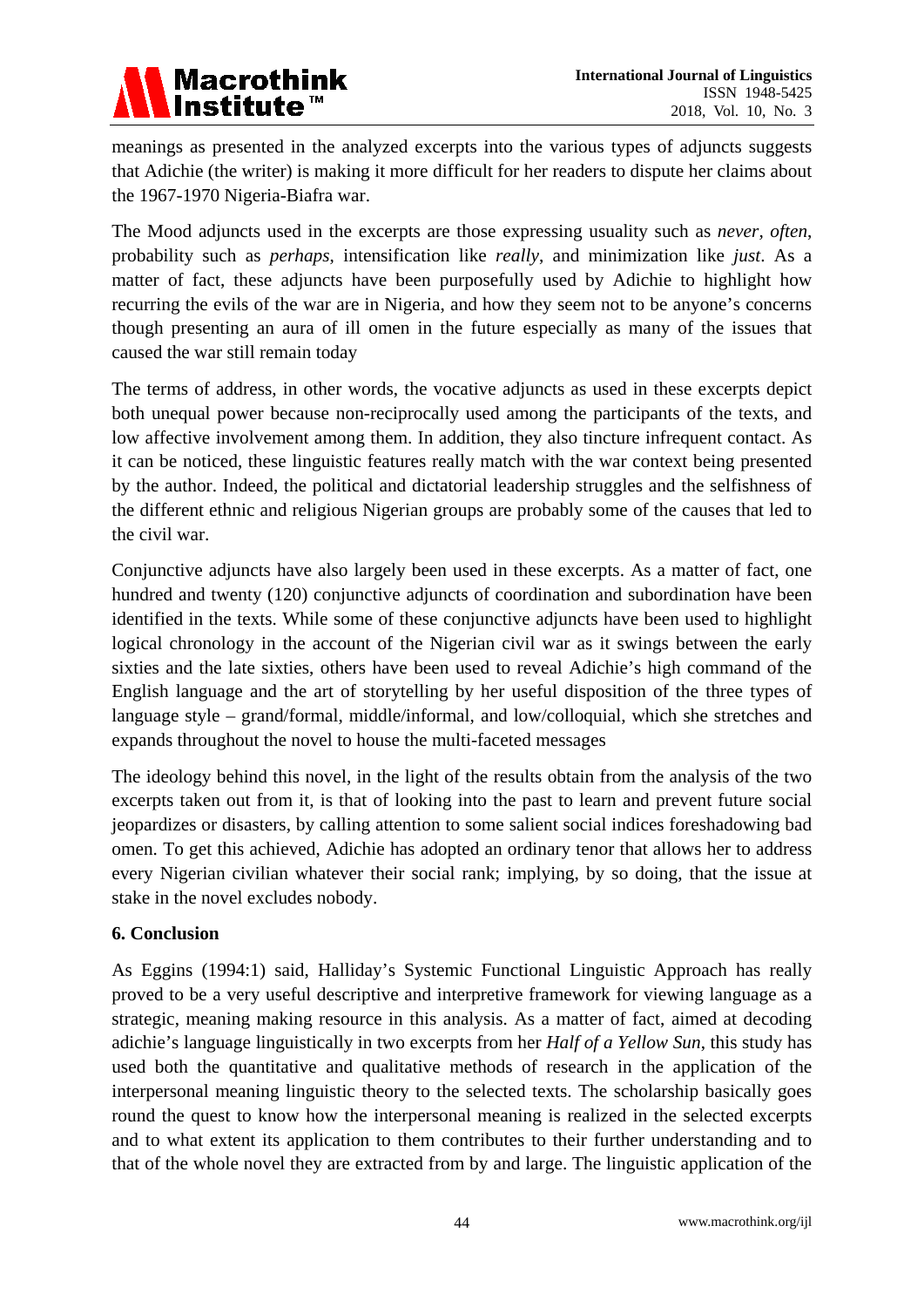meanings as presented in the analyzed excerpts into the various types of adjuncts suggests that Adichie (the writer) is making it more difficult for her readers to dispute her claims about the 1967-1970 Nigeria-Biafra war.

The Mood adjuncts used in the excerpts are those expressing usuality such as *never*, *often*, probability such as *perhaps*, intensification like *really*, and minimization like *just*. As a matter of fact, these adjuncts have been purposefully used by Adichie to highlight how recurring the evils of the war are in Nigeria, and how they seem not to be anyone's concerns though presenting an aura of ill omen in the future especially as many of the issues that caused the war still remain today

The terms of address, in other words, the vocative adjuncts as used in these excerpts depict both unequal power because non-reciprocally used among the participants of the texts, and low affective involvement among them. In addition, they also tincture infrequent contact. As it can be noticed, these linguistic features really match with the war context being presented by the author. Indeed, the political and dictatorial leadership struggles and the selfishness of the different ethnic and religious Nigerian groups are probably some of the causes that led to the civil war.

Conjunctive adjuncts have also largely been used in these excerpts. As a matter of fact, one hundred and twenty (120) conjunctive adjuncts of coordination and subordination have been identified in the texts. While some of these conjunctive adjuncts have been used to highlight logical chronology in the account of the Nigerian civil war as it swings between the early sixties and the late sixties, others have been used to reveal Adichie's high command of the English language and the art of storytelling by her useful disposition of the three types of language style – grand/formal, middle/informal, and low/colloquial, which she stretches and expands throughout the novel to house the multi-faceted messages

The ideology behind this novel, in the light of the results obtain from the analysis of the two excerpts taken out from it, is that of looking into the past to learn and prevent future social jeopardizes or disasters, by calling attention to some salient social indices foreshadowing bad omen. To get this achieved, Adichie has adopted an ordinary tenor that allows her to address every Nigerian civilian whatever their social rank; implying, by so doing, that the issue at stake in the novel excludes nobody.

## 6. Conclusion

As Eggins (1994:1) said, Halliday's Systemic Functional Linguistic Approach has really proved to be a very useful descriptive and interpretive framework for viewing language as a strategic, meaning making resource in this analysis. As a matter of fact, aimed at decoding adichie's language linguistically in two excerpts from her *Half of a Yellow Sun*, this study has used both the quantitative and qualitative methods of research in the application of the interpersonal meaning linguistic theory to the selected texts. The scholarship basically goes round the quest to know how the interpersonal meaning is realized in the selected excerpts and to what extent its application to them contributes to their further understanding and to that of the whole novel they are extracted from by and large. The linguistic application of the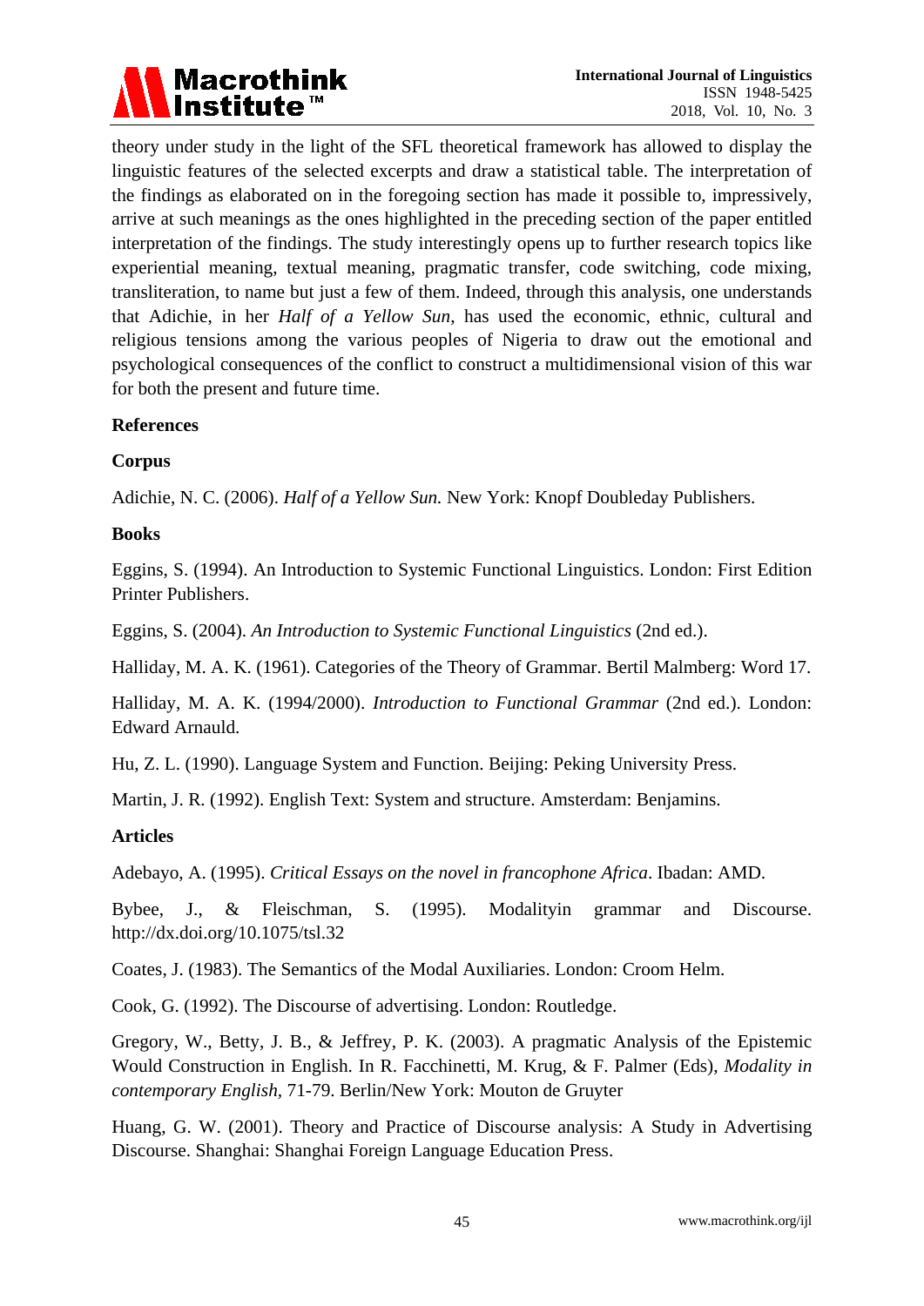theory under study in the light of the SFL theoretical framework has allowed to display the linguistic features of the selected excerpts and draw a statistical table. The interpretation of the findings as elaborated on in the foregoing section has made it possible to, impressively, arrive at such meanings as the ones highlighted in the preceding section of the paper entitled interpretation of the findings. The study interestingly opens up to further research topics like experiential meaning, textual meaning, pragmatic transfer, code switching, code mixing, transliteration, to name but just a few of them. Indeed, through this analysis, one understands that Adichie, in her *Half of a Yellow Sun*, has used the economic, ethnic, cultural and religious tensions among the various peoples of Nigeria to draw out the emotional and psychological consequences of the conflict to construct a multidimensional vision of this war for both the present and future time.

## References

### Corpus

Adichie, N. C. (2006). *Half of a Yellow Sun.* New York: Knopf Doubleday Publishers.

### Books

Eggins, S. (1994). An Introduction to Systemic Functional Linguistics. London: First Edition Printer Publishers.

Eggins, S. (2004). *An Introduction to Systemic Functional Linguistics* (2nd ed.).

Halliday, M. A. K. (1961). Categories of the Theory of Grammar. Bertil Malmberg: Word 17.

Halliday, M. A. K. (1994/2000). *Introduction to Functional Grammar* (2nd ed.). London: Edward Arnauld.

Hu, Z. L. (1990). Language System and Function. Beijing: Peking University Press.

Martin, J. R. (1992). English Text: System and structure. Amsterdam: Benjamins.

### Articles

Adebayo, A. (1995). *Critical Essays on the novel in francophone Africa*. Ibadan: AMD.

Bybee, J., & Fleischman, S. (1995). Modalityin grammar and Discourse. http://dx.doi.org/10.1075/tsl.32

Coates, J. (1983). The Semantics of the Modal Auxiliaries. London: Croom Helm.

Cook, G. (1992). The Discourse of advertising. London: Routledge.

Gregory, W., Betty, J. B., & Jeffrey, P. K. (2003). A pragmatic Analysis of the Epistemic Would Construction in English. In R. Facchinetti, M. Krug, & F. Palmer (Eds), *Modality in contemporary English*, 71-79. Berlin/New York: Mouton de Gruyter

Huang, G. W. (2001). Theory and Practice of Discourse analysis: A Study in Advertising Discourse. Shanghai: Shanghai Foreign Language Education Press.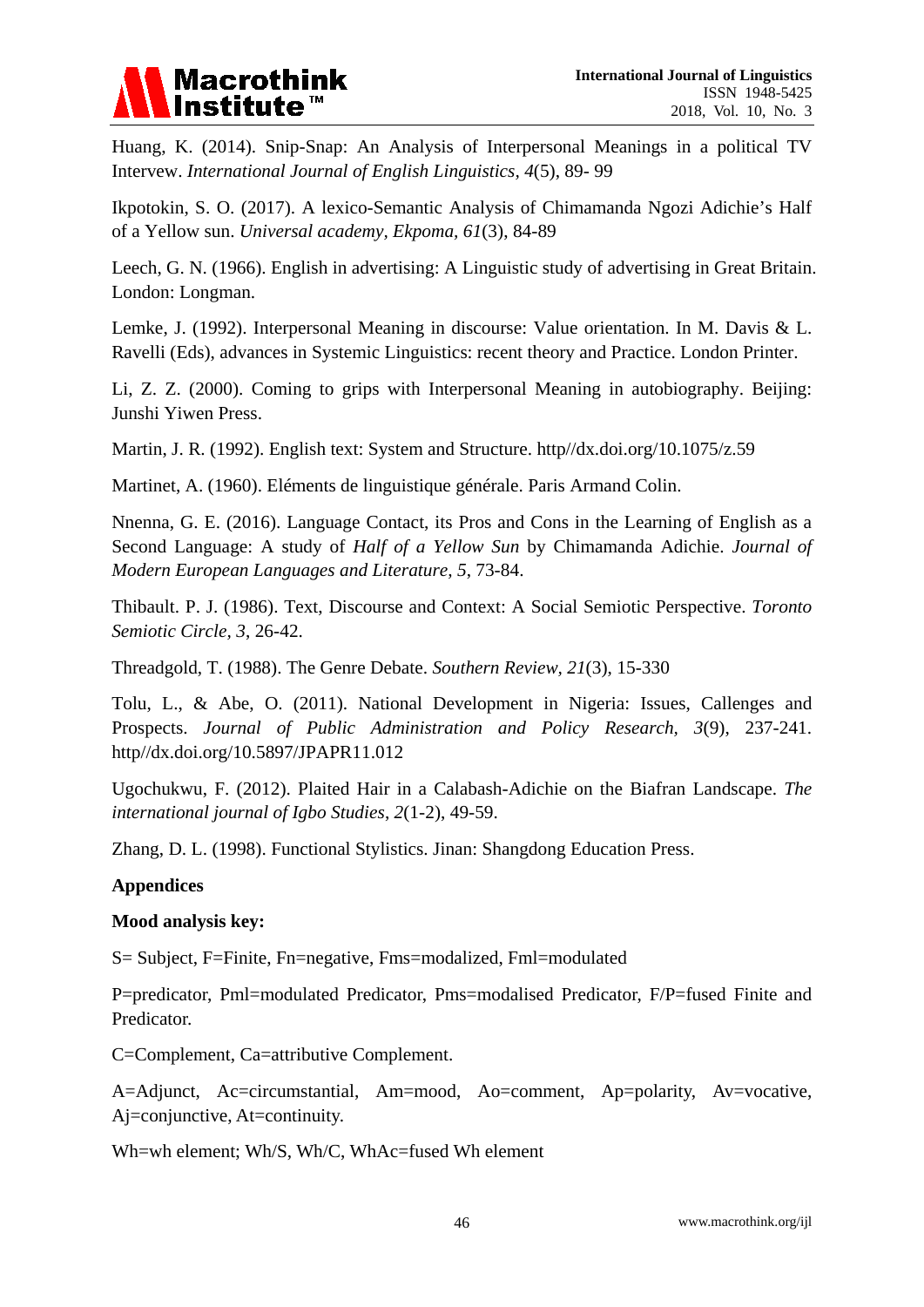Huang, K. (2014). Snip-Snap: An Analysis of Interpersonal Meanings in a political TV Intervew. *International Journal of English Linguistics*, *4*(5), 89- 99

Ikpotokin, S. O. (2017). A lexico-Semantic Analysis of Chimamanda Ngozi Adichie's Half of a Yellow sun. *Universal academy, Ekpoma, 61*(3), 84-89

Leech, G. N. (1966). English in advertising: A Linguistic study of advertising in Great Britain. London: Longman.

Lemke, J. (1992). Interpersonal Meaning in discourse: Value orientation. In M. Davis & L. Ravelli (Eds), advances in Systemic Linguistics: recent theory and Practice. London Printer.

Li, Z. Z. (2000). Coming to grips with Interpersonal Meaning in autobiography. Beijing: Junshi Yiwen Press.

Martin, J. R. (1992). English text: System and Structure. http//dx.doi.org/10.1075/z.59

Martinet, A. (1960). Eléments de linguistique générale. Paris Armand Colin.

Nnenna, G. E. (2016). Language Contact, its Pros and Cons in the Learning of English as a Second Language: A study of *Half of a Yellow Sun* by Chimamanda Adichie. *Journal of Modern European Languages and Literature, 5*, 73-84.

Thibault. P. J. (1986). Text, Discourse and Context: A Social Semiotic Perspective. *Toronto Semiotic Circle, 3*, 26-42.

Threadgold, T. (1988). The Genre Debate. *Southern Review, 21*(3), 15-330

Tolu, L., & Abe, O. (2011). National Development in Nigeria: Issues, Callenges and Prospects. *Journal of Public Administration and Policy Research*, *3*(9), 237-241. http//dx.doi.org/10.5897/JPAPR11.012

Ugochukwu, F. (2012). Plaited Hair in a Calabash-Adichie on the Biafran Landscape. *The international journal of Igbo Studies*, *2*(1-2), 49-59.

Zhang, D. L. (1998). Functional Stylistics. Jinan: Shangdong Education Press.

**Appendices**

**Mood analysis key:**

S= Subject, F=Finite, Fn=negative, Fms=modalized, Fml=modulated

P=predicator, Pml=modulated Predicator, Pms=modalised Predicator, F/P=fused Finite and Predicator.

C=Complement, Ca=attributive Complement.

A=Adjunct, Ac=circumstantial, Am=mood, Ao=comment, Ap=polarity, Av=vocative, Aj=conjunctive, At=continuity.

Wh=wh element; Wh/S, Wh/C, WhAc=fused Wh element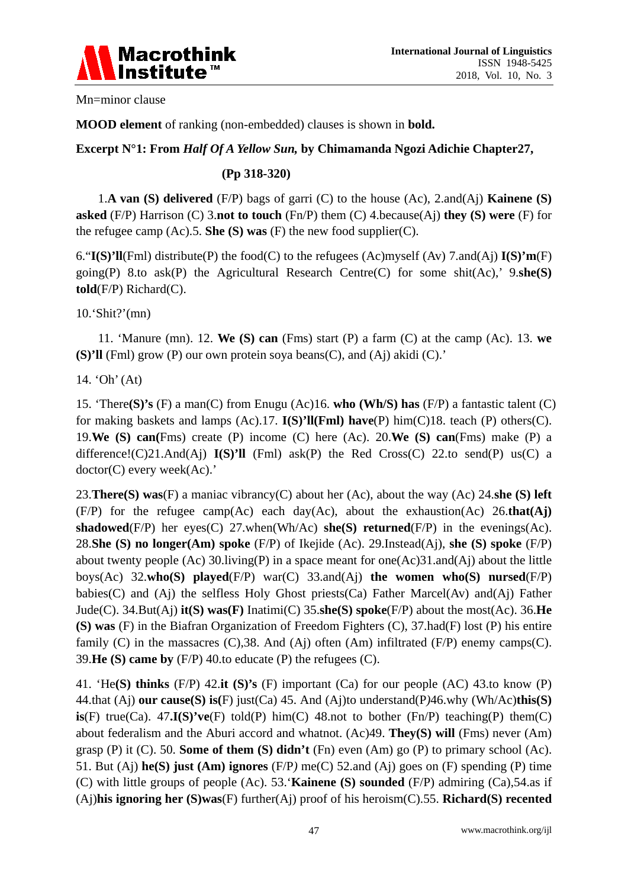Mn=minor clause

**MOOD element** of ranking (non-embedded) clauses is shown in **bold.**

**Excerpt N°1: From *Half Of A Yellow Sun,* by Chimamanda Ngozi Adichie Chapter27,**

**(Pp 318-320)**

1.**A van (S) delivered** (F/P) bags of garri (C) to the house (Ac), 2.and(Aj) **Kainene (S) asked** (F/P) Harrison (C) 3.**not to touch** (Fn/P) them (C) 4.because(Aj) **they (S) were** (F) for the refugee camp (Ac).5. **She (S) was** (F) the new food supplier(C).

6.“**I(S)’ll**(Fml) distribute(P) the food(C) to the refugees (Ac)myself (Av) 7.and(Aj) **I(S)’m**(F) going(P) 8.to ask(P) the Agricultural Research Centre(C) for some shit(Ac),’ 9.**she(S) told**(F/P) Richard(C).

10.‘Shit?’(mn)

11. ‘Manure (mn). 12. **We (S) can** (Fms) start (P) a farm (C) at the camp (Ac). 13. **we (S)’ll** (Fml) grow (P) our own protein soya beans(C), and (Aj) akidi (C).’

14. ‘Oh’ (At)

15. ‘There**(S)’s** (F) a man(C) from Enugu (Ac)16. **who (Wh/S) has** (F/P) a fantastic talent (C) for making baskets and lamps (Ac).17. **I(S)’ll(Fml) have**(P) him(C)18. teach (P) others(C). 19.**We (S) can(**Fms) create (P) income (C) here (Ac). 20.**We (S) can**(Fms) make (P) a difference!(C)21.And(Aj) **I(S)’ll** (Fml) ask(P) the Red Cross(C) 22.to send(P) us(C) a doctor(C) every week(Ac).’

23.**There(S) was**(F) a maniac vibrancy(C) about her (Ac), about the way (Ac) 24.**she (S) left** (F/P) for the refugee camp(Ac) each day(Ac), about the exhaustion(Ac) 26.**that(Aj) shadowed**(F/P) her eyes(C) 27.when(Wh/Ac) **she(S) returned**(F/P) in the evenings(Ac). 28.**She (S) no longer(Am) spoke** (F/P) of Ikejide (Ac). 29.Instead(Aj), **she (S) spoke** (F/P) about twenty people (Ac) 30.living(P) in a space meant for one(Ac)31.and(Aj) about the little boys(Ac) 32.**who(S) played**(F/P) war(C) 33.and(Aj) **the women who(S) nursed**(F/P) babies(C) and (Aj) the selfless Holy Ghost priests(Ca) Father Marcel(Av) and(Aj) Father Jude(C). 34.But(Aj) **it(S) was(F)** Inatimi(C) 35.**she(S) spoke**(F/P) about the most(Ac). 36.**He (S) was** (F) in the Biafran Organization of Freedom Fighters (C), 37.had(F) lost (P) his entire family (C) in the massacres (C),38. And (Aj) often (Am) infiltrated (F/P) enemy camps(C). 39.**He (S) came by** (F/P) 40.to educate (P) the refugees (C).

41. ‘He**(S) thinks** (F/P) 42.**it (S)’s** (F) important (Ca) for our people (AC) 43.to know (P) 44.that (Aj) **our cause(S) is(**F) just(Ca) 45. And (Aj)to understand(P*)*46.why (Wh/Ac)**this(S) is**(F) true(Ca). 47.**I(S)’ve**(F) told(P) him(C) 48.not to bother (Fn/P) teaching(P) them(C) about federalism and the Aburi accord and whatnot. (Ac)49. **They(S) will** (Fms) never (Am) grasp (P) it (C). 50. **Some of them (S) didn’t** (Fn) even (Am) go (P) to primary school (Ac). 51. But (Aj) **he(S) just (Am) ignores** (F/P*)* me(C) 52.and (Aj) goes on (F) spending (P) time (C) with little groups of people (Ac). 53.‘**Kainene (S) sounded** (F/P) admiring (Ca),54.as if (Aj)**his ignoring her (S)was**(F) further(Aj) proof of his heroism(C).55. **Richard(S) recented**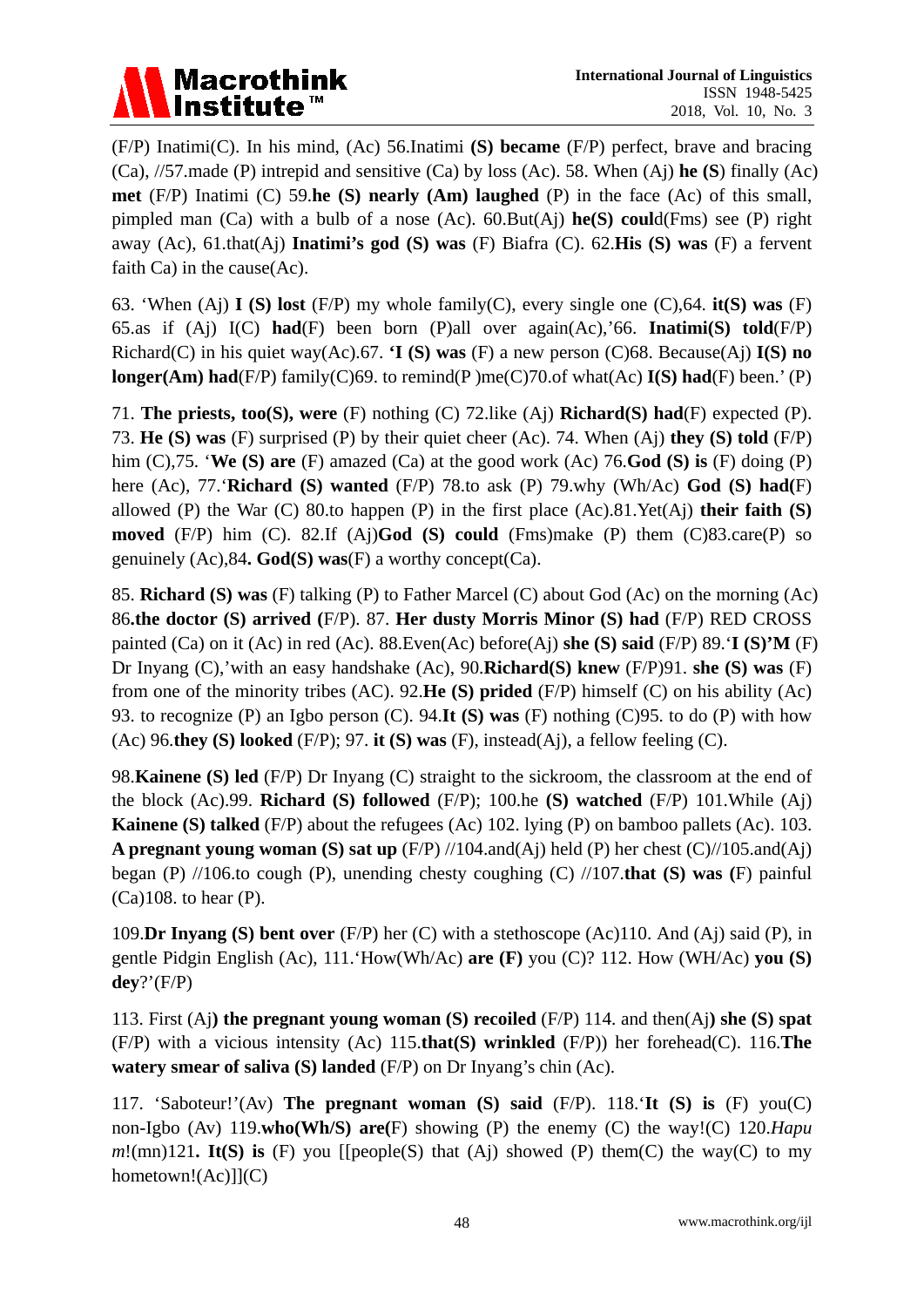(F/P) Inatimi(C). In his mind, (Ac) 56.Inatimi **(S) became** (F/P) perfect, brave and bracing (Ca), //57.made (P) intrepid and sensitive (Ca) by loss (Ac). 58. When (Aj) **he (S**) finally (Ac) **met** (F/P) Inatimi (C) 59.**he (S) nearly (Am) laughed** (P) in the face (Ac) of this small, pimpled man (Ca) with a bulb of a nose (Ac). 60.But(Aj) **he(S) coul**d(Fms) see (P) right away (Ac), 61.that(Aj) **Inatimi's god (S) was** (F) Biafra (C). 62.**His (S) was** (F) a fervent faith Ca) in the cause(Ac).

63. 'When (Aj) **I (S) lost** (F/P) my whole family(C), every single one (C),64. **it(S) was** (F) 65.as if (Aj) I(C) **had**(F) been born (P)all over again(Ac),'66. **Inatimi(S) told**(F/P) Richard(C) in his quiet way(Ac).67. **'I (S) was** (F) a new person (C)68. Because(Aj) **I(S) no longer(Am) had**(F/P) family(C)69. to remind(P )me(C)70.of what(Ac) **I(S) had**(F) been.' (P)

71. **The priests, too(S), were** (F) nothing (C) 72.like (Aj) **Richard(S) had**(F) expected (P). 73. **He (S) was** (F) surprised (P) by their quiet cheer (Ac). 74. When (Aj) **they (S) told** (F/P) him (C),75. '**We (S) are** (F) amazed (Ca) at the good work (Ac) 76.**God (S) is** (F) doing (P) here (Ac), 77.'**Richard (S) wanted** (F/P) 78.to ask (P) 79.why (Wh/Ac) **God (S) had(**F) allowed (P) the War (C) 80.to happen (P) in the first place (Ac).81.Yet(Aj) **their faith (S) moved** (F/P) him (C). 82.If (Aj)**God (S) could** (Fms)make (P) them (C)83.care(P) so genuinely (Ac),84**. God(S) was**(F) a worthy concept(Ca).

85. **Richard (S) was** (F) talking (P) to Father Marcel (C) about God (Ac) on the morning (Ac) 86**.the doctor (S) arrived (**F/P). 87. **Her dusty Morris Minor (S) had** (F/P) RED CROSS painted (Ca) on it (Ac) in red (Ac). 88.Even(Ac) before(Aj) **she (S) said** (F/P) 89.'**I (S)'M** (F) Dr Inyang (C),'with an easy handshake (Ac), 90.**Richard(S) knew** (F/P)91. **she (S) was** (F) from one of the minority tribes (AC). 92.**He (S) prided** (F/P) himself (C) on his ability (Ac) 93. to recognize (P) an Igbo person (C). 94.**It (S) was** (F) nothing (C)95. to do (P) with how (Ac) 96.**they (S) looked** (F/P); 97. **it (S) was** (F), instead(Aj), a fellow feeling (C).

98.**Kainene (S) led** (F/P) Dr Inyang (C) straight to the sickroom, the classroom at the end of the block (Ac).99. **Richard (S) followed** (F/P); 100.he **(S) watched** (F/P) 101.While (Aj) **Kainene (S) talked** (F/P) about the refugees (Ac) 102. lying (P) on bamboo pallets (Ac). 103. **A pregnant young woman (S) sat up** (F/P) //104.and(Aj) held (P) her chest (C)//105.and(Aj) began (P) //106.to cough (P), unending chesty coughing (C) //107.**that (S) was (**F) painful (Ca)108. to hear (P).

109.**Dr Inyang (S) bent over** (F/P) her (C) with a stethoscope (Ac)110. And (Aj) said (P), in gentle Pidgin English (Ac), 111.'How(Wh/Ac) **are (F)** you (C)? 112. How (WH/Ac) **you (S) dey**?'(F/P)

113. First (Aj**) the pregnant young woman (S) recoiled** (F/P) 114. and then(Aj**) she (S) spat** (F/P) with a vicious intensity (Ac) 115.**that(S) wrinkled** (F/P)) her forehead(C). 116.**The watery smear of saliva (S) landed** (F/P) on Dr Inyang's chin (Ac).

117. 'Saboteur!'(Av) **The pregnant woman (S) said** (F/P). 118.'**It (S) is** (F) you(C) non-Igbo (Av) 119.**who(Wh/S) are(**F) showing (P) the enemy (C) the way!(C) 120.*Hapu m*!(mn)121**. It(S) is** (F) you [[people(S) that (Aj) showed (P) them(C) the way(C) to my hometown!(Ac)]](C)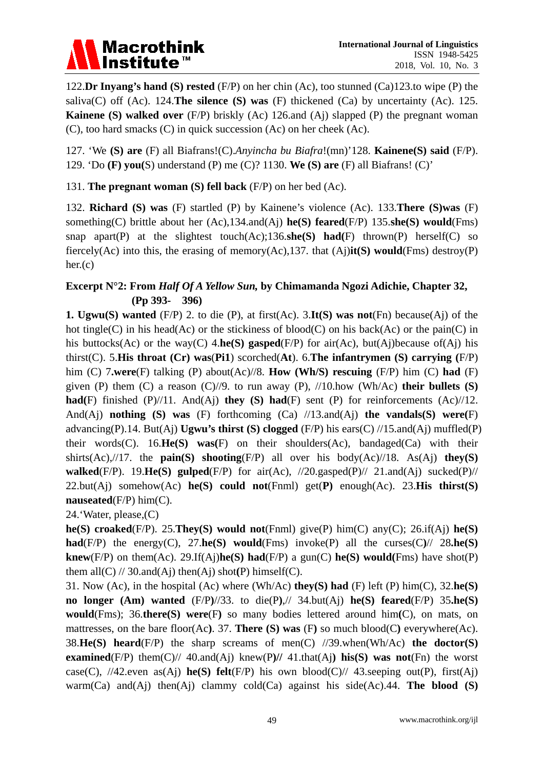122.**Dr Inyang's hand (S) rested** (F/P) on her chin (Ac), too stunned (Ca)123.to wipe (P) the saliva(C) off (Ac). 124.**The silence (S) was** (F) thickened (Ca) by uncertainty (Ac). 125. **Kainene (S) walked over** (F/P) briskly (Ac) 126.and (Aj) slapped (P) the pregnant woman (C), too hard smacks (C) in quick succession (Ac) on her cheek (Ac).

127. 'We **(S) are** (F) all Biafrans!(C).*Anyincha bu Biafra*!(mn)'128. **Kainene(S) said** (F/P). 129. 'Do **(F) you(**S) understand (P) me (C)? 1130. **We (S) are** (F) all Biafrans! (C)'

131. **The pregnant woman (S) fell back** (F/P) on her bed (Ac).

132. **Richard (S) was** (F) startled (P) by Kainene's violence (Ac). 133.**There (S)was** (F) something(C) brittle about her (Ac),134.and(Aj) **he(S) feared**(F/P) 135.**she(S) would**(Fms) snap apart(P) at the slightest touch(Ac);136.**she(S) had(**F) thrown(P) herself(C) so fiercely(Ac) into this, the erasing of memory(Ac),137. that (Aj)**it(S) would**(Fms) destroy(P) her.(c)

**Excerpt N°2: From *Half Of A Yellow Sun,* by Chimamanda Ngozi Adichie, Chapter 32, (Pp 393- 396)**

**1. Ugwu(S) wanted** (F/P) 2. to die (P), at first(Ac). 3.**It(S) was not**(Fn) because(Aj) of the hot tingle(C) in his head(Ac) or the stickiness of blood(C) on his back(Ac) or the pain(C) in his buttocks(Ac) or the way(C) 4.**he(S) gasped**(F/P) for air(Ac), but(Aj)because of(Aj) his thirst(C). 5.**His throat (Cr) was**(**Pi1**) scorched(**At**). 6.**The infantrymen (S) carrying (**F/P) him (C) 7**.were**(F) talking (P) about(Ac)//8. **How (Wh/S) rescuing** (F/P) him (C) **had** (F) given (P) them (C) a reason (C)//9. to run away (P), //10.how (Wh/Ac) **their bullets (S) had(**F) finished (P)//11. And(Aj) **they (S) had**(F) sent (P) for reinforcements (Ac)//12. And(Aj) **nothing (S) was** (F) forthcoming (Ca) //13.and(Aj) **the vandals(S) were(**F) advancing(P).14. But(Aj) **Ugwu's thirst (S) clogged** (F/P) his ears(C) //15.and(Aj) muffled(P) their words(C). 16.**He(S) was(**F) on their shoulders(Ac), bandaged(Ca) with their shirts(Ac),//17. the **pain(S) shooting**(F/P) all over his body(Ac)//18. As(Aj) **they(S) walked**(F/P). 19.**He(S) gulped**(F/P) for air(Ac), //20.gasped(P)// 21.and(Aj) sucked(P)// 22.but(Aj) somehow(Ac) **he(S) could not**(Fnml) get(**P)** enough(Ac). 23.**His thirst(S) nauseated**(F/P) him(C).

24.'Water, please,(C)

**he(S) croaked**(F/P). 25.**They(S) would not**(Fnml) give(P) him(C) any(C); 26.if(Aj) **he(S) had**(F/P) the energy(C), 27.**he(S) would**(Fms) invoke(P) all the curses(C**)**// 28**.he(S) knew**(F/P) on them(Ac). 29.If(Aj)**he(S) had**(F/P) a gun(C) **he(S) would(**Fms) have shot(P) them all(C) // 30.and(Aj) then(Aj) shot(**P)** himself(C).

31. Now (Ac), in the hospital (Ac) where (Wh/Ac) **they(S) had** (F) left (P) him(C), 32.**he(S) no longer (Am) wanted** (F/P)//33. to die(P),// 34.but(Aj) **he(S) feared**(F/P) 35.**he(S) would**(Fms); 36.**there(S) were**(F**)** so many bodies lettered around him(**C**), on mats, on mattresses, on the bare floor(Ac**)**. 37. **There (S) was** (F**)** so much blood(C**)** everywhere(Ac). 38.**He(S) heard**(F/P) the sharp screams of men(C) //39.when(Wh/Ac) **the doctor(S) examined**(F/P) them(C)// 40.and(Aj) knew(P**)//** 41.that(Aj**) his(S) was not**(Fn) the worst case(C), //42.even as(Aj) **he(S) felt**(F/P) his own blood(C)// 43.seeping out(P), first(Aj) warm(Ca) and(Aj) then(Aj) clammy cold(Ca) against his side(Ac).44. **The blood (S)**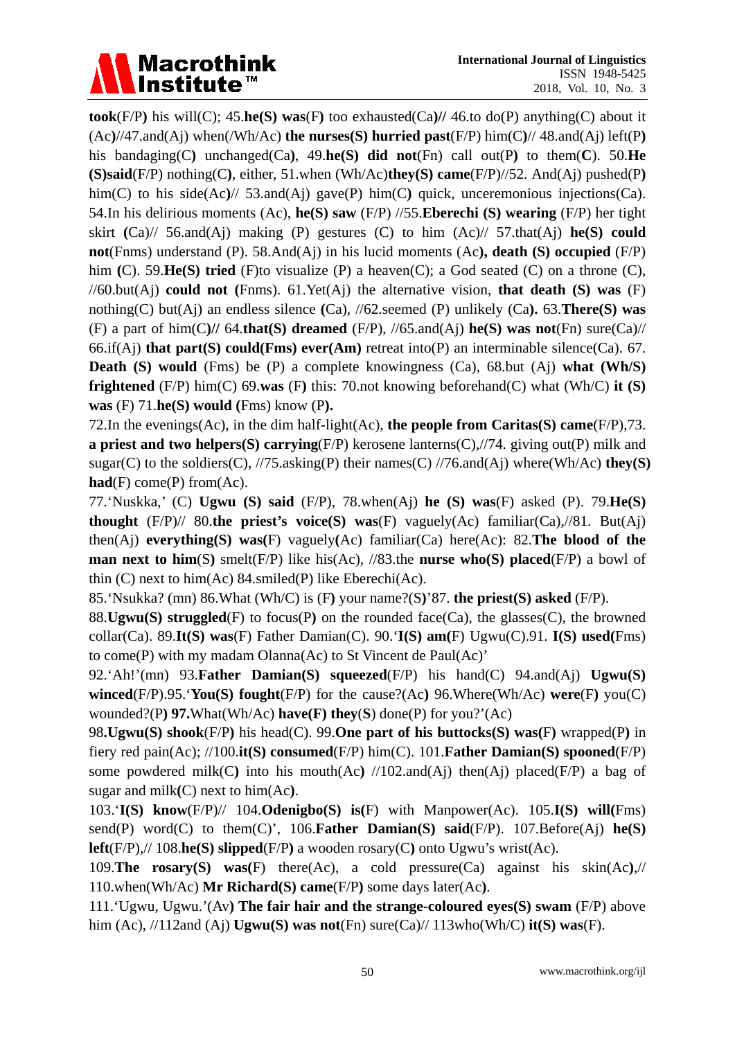**took**(F/P**)** his will(C); 45.**he(S) was**(F**)** too exhausted(Ca**)//** 46.to do(P) anything(C) about it (Ac**)**//47.and(Aj) when(/Wh/Ac) **the nurses(S) hurried past**(F/P) him(C**)**// 48.and(Aj) left(P**)** his bandaging(C**)** unchanged(Ca**)**, 49.**he(S) did not**(Fn) call out(P**)** to them(**C**). 50.**He (S)said**(F/P) nothing(C**)**, either, 51.when (Wh/Ac)**they(S) came**(F/P)//52. And(Aj) pushed(P**)** him(C) to his side(Ac**)**// 53.and(Aj) gave(P) him(C**)** quick, unceremonious injections(Ca). 54.In his delirious moments (Ac), **he(S) saw** (F/P) //55.**Eberechi (S) wearing** (F/P) her tight skirt **(**Ca)// 56.and(Aj) making (P) gestures (C) to him (Ac)// 57.that(Aj) **he(S) could not**(Fnms) understand (P). 58.And(Aj) in his lucid moments (Ac**), death (S) occupied** (F/P) him **(**C). 59.**He(S) tried** (F)to visualize (P) a heaven(C); a God seated (C) on a throne (C), //60.but(Aj) **could not (**Fnms). 61.Yet(Aj) the alternative vision, **that death (S) was** (F) nothing(C) but(Aj) an endless silence **(**Ca), //62.seemed (P) unlikely (Ca**).** 63.**There(S) was** (F) a part of him(C**)//** 64.**that(S) dreamed** (F/P), //65.and(Aj) **he(S) was not**(Fn) sure(Ca)// 66.if(Aj) **that part(S) could(Fms) ever(Am)** retreat into(P) an interminable silence(Ca). 67. **Death (S) would** (Fms) be (P) a complete knowingness (Ca), 68.but (Aj) **what (Wh/S) frightened** (F/P) him(C) 69.**was** (F**)** this: 70.not knowing beforehand(C) what (Wh/C) **it (S) was** (F) 71.**he(S) would (**Fms) know (P**).**

72.In the evenings(Ac), in the dim half-light(Ac), **the people from Caritas(S) came**(F/P),73. **a priest and two helpers(S) carrying**(F/P) kerosene lanterns(C),//74. giving out(P) milk and sugar(C) to the soldiers(C), //75.asking(P) their names(C) //76.and(Aj) where(Wh/Ac) **they(S) had**(F) come(P) from(Ac).

77.'Nuskka,' (C) **Ugwu (S) said** (F/P), 78.when(Aj) **he (S) was**(F) asked (P). 79.**He(S) thought** (F/P)// 80.**the priest's voice(S) was**(F) vaguely(Ac) familiar(Ca),//81. But(Aj) then(Aj) **everything(S) was(**F) vaguely**(**Ac) familiar(Ca) here(Ac): 82.**The blood of the man next to him**(S**)** smelt(F/P) like his(Ac), //83.the **nurse who(S) placed**(F/P) a bowl of thin (C) next to him(Ac) 84.smiled(P) like Eberechi(Ac).

85.'Nsukka? (mn) 86.What (Wh/C) is (F**)** your name?(S**)**'87. **the priest(S) asked** (F/P).

88.**Ugwu(S) struggled**(F) to focus(P**)** on the rounded face(Ca), the glasses(C), the browned collar(Ca). 89.**It(S) was**(F) Father Damian(C). 90.'**I(S) am(**F) Ugwu(C).91. **I(S) used(**Fms) to come(P) with my madam Olanna(Ac) to St Vincent de Paul(Ac)'

92.'Ah!'(mn) 93.**Father Damian(S) squeezed**(F/P) his hand(C) 94.and(Aj) **Ugwu(S) winced**(F/P).95.'**You(S) fought**(F/P) for the cause?(Ac**)** 96.Where(Wh/Ac) **were**(F**)** you(C) wounded?(P**) 97.**What(Wh/Ac) **have(F) they**(**S**) done(P) for you?'(Ac)

98**.Ugwu(S) shook**(F/P**)** his head(C). 99.**One part of his buttocks(S) was(**F**)** wrapped(P**)** in fiery red pain(Ac); //100.**it(S) consumed**(F/P) him(C). 101.**Father Damian(S) spooned**(F/P) some powdered milk(C**)** into his mouth(Ac**)** //102.and(Aj) then(Aj) placed(F/P) a bag of sugar and milk**(**C) next to him(Ac**)**.

103.'**I(S) know**(F/P)// 104.**Odenigbo(S) is(**F) with Manpower(Ac). 105.**I(S) will(**Fms) send(P) word(C) to them(C)', 106.**Father Damian(S) said**(F/P). 107.Before(Aj) **he(S) left**(F/P),// 108.**he(S) slipped**(F/P**)** a wooden rosary(C**)** onto Ugwu's wrist(Ac).

109.**The rosary(S) was(**F) there(Ac), a cold pressure(Ca) against his skin(Ac**)**,// 110.when(Wh/Ac) **Mr Richard(S) came**(F/P**)** some days later(Ac**)**.

111.'Ugwu, Ugwu.'(Av**) The fair hair and the strange-coloured eyes(S) swam** (F/P) above him (Ac), //112and (Aj) **Ugwu(S) was not**(Fn) sure(Ca)// 113who(Wh/C) **it(S) was**(F).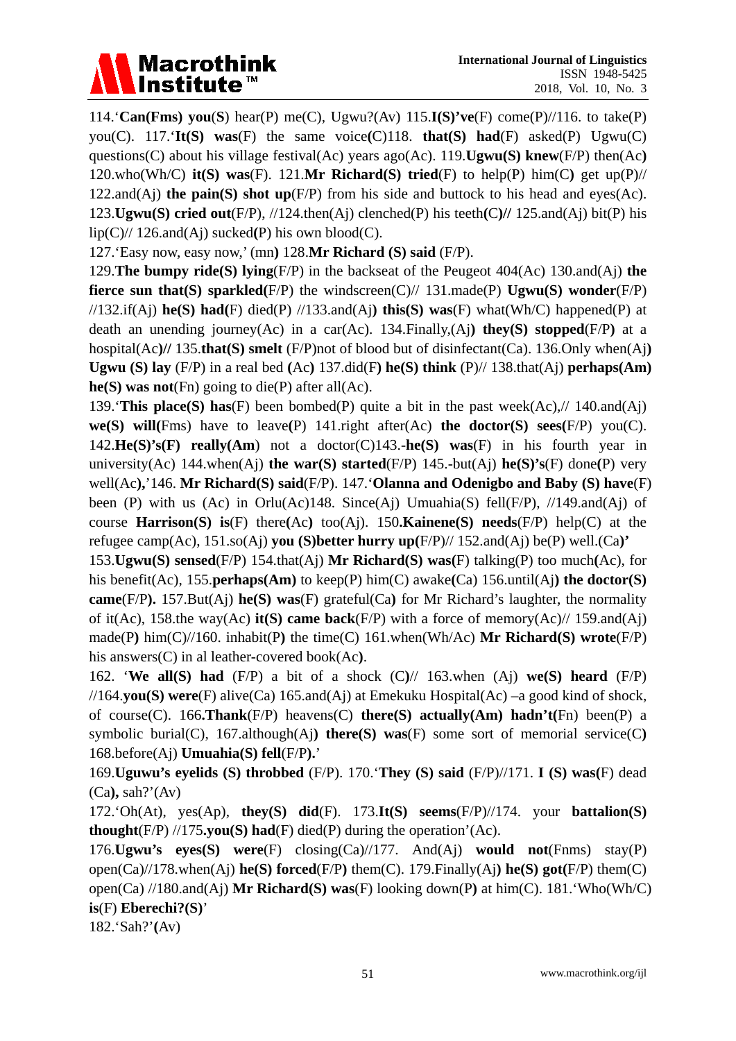114.'**Can(Fms) you**(**S**) hear(P) me(C), Ugwu?(Av) 115.**I(S)'ve**(F) come(P)//116. to take(P) you(C). 117.'**It(S) was**(F) the same voice**(**C)118. **that(S) had**(F) asked(P) Ugwu(C) questions(C) about his village festival(Ac) years ago(Ac). 119.**Ugwu(S) knew**(F/P) then(Ac**)** 120.who(Wh/C) **it(S) was**(F). 121.**Mr Richard(S) tried**(F) to help(P) him(C**)** get up(P)// 122.and(Aj) **the pain(S) shot up**(F/P) from his side and buttock to his head and eyes(Ac). 123.**Ugwu(S) cried out**(F/P), //124.then(Aj) clenched(P) his teeth**(**C**)//** 125.and(Aj) bit(P) his lip(C)// 126.and(Aj) sucked**(**P**)** his own blood(C).

127.'Easy now, easy now,' (mn**)** 128.**Mr Richard (S) said** (F/P).

129.**The bumpy ride(S) lying**(F/P) in the backseat of the Peugeot 404(Ac) 130.and(Aj) **the fierce sun that(S) sparkled(**F/P) the windscreen(C)// 131.made(P) **Ugwu(S) wonder**(F/P) //132.if(Aj) **he(S) had(**F) died(P) //133.and(Aj**) this(S) was**(F) what(Wh/C) happened(P) at death an unending journey(Ac) in a car(Ac). 134.Finally,(Aj**) they(S) stopped**(F/P**)** at a hospital(Ac**)//** 135.**that(S) smelt** (F/P)not of blood but of disinfectant(Ca). 136.Only when(Aj**) Ugwu (S) lay** (F/P) in a real bed **(**Ac**)** 137.did(F**) he(S) think** (P)// 138.that(Aj) **perhaps(Am) he(S) was not**(Fn) going to die(P) after all(Ac).

139.'**This place(S) has**(F) been bombed(P) quite a bit in the past week(Ac),// 140.and(Aj) **we(S) will(**Fms) have to leave**(**P) 141.right after(Ac) **the doctor(S) sees(**F/P) you(C). 142.**He(S)'s(F) really(Am**) not a doctor(C)143.-**he(S) was**(F) in his fourth year in university(Ac) 144.when(Aj) **the war(S) started**(F/P) 145.-but(Aj) **he(S)'s**(F) done**(**P) very well(Ac**),**'146. **Mr Richard(S) said**(F/P). 147.'**Olanna and Odenigbo and Baby (S) have**(F) been (P) with us (Ac) in Orlu(Ac)148. Since(Aj) Umuahia(S) fell(F/P), //149.and(Aj) of course **Harrison(S) is**(F) there**(**Ac**)** too(Aj). 150.**Kainene(S) needs**(F/P) help(C) at the refugee camp(Ac), 151.so(Aj) **you (S)better hurry up(**F/P)// 152.and(Aj) be(P) well.(Ca**)'**

153.**Ugwu(S) sensed**(F/P) 154.that(Aj) **Mr Richard(S) was(**F) talking(P) too much**(**Ac), for his benefit(Ac), 155.**perhaps(Am)** to keep(P) him(C) awake**(**Ca) 156.until(Aj**) the doctor(S) came**(F/P**).** 157.But(Aj) **he(S) was**(F) grateful(Ca**)** for Mr Richard's laughter, the normality of it(Ac), 158.the way(Ac) **it(S) came back**(F/P) with a force of memory(Ac)// 159.and(Aj) made(P**)** him(C)//160. inhabit(P**)** the time(C) 161.when(Wh/Ac) **Mr Richard(S) wrote**(F/P) his answers(C) in al leather-covered book(Ac**)**.

162. '**We all(S) had** (F/P) a bit of a shock (C**)**// 163.when (Aj) **we(S) heard** (F/P) //164.**you(S) were**(F) alive(Ca) 165.and(Aj) at Emekuku Hospital(Ac) –a good kind of shock, of course(C). 166**.Thank**(F/P) heavens(C) **there(S) actually(Am) hadn't(**Fn) been(P) a symbolic burial(C), 167.although(Aj**) there(S) was**(F) some sort of memorial service(C**)** 168.before(Aj) **Umuahia(S) fell**(F/P**).**'

169.**Uguwu's eyelids (S) throbbed** (F/P). 170.'**They (S) said** (F/P)//171. **I (S) was(**F) dead (Ca**),** sah?'(Av)

172.'Oh(At), yes(Ap), **they(S) did**(F). 173.**It(S) seems**(F/P)//174. your **battalion(S) thought**(F/P) //175**.you(S) had**(F) died(P) during the operation'(Ac).

176.**Ugwu's eyes(S) were**(F) closing(Ca)//177. And(Aj) **would not**(Fnms) stay(P) open(Ca)//178.when(Aj) **he(S) forced**(F/P**)** them(C). 179.Finally(Aj**) he(S) got(**F/P) them(C) open(Ca) //180.and(Aj) **Mr Richard(S) was**(F) looking down(P**)** at him(C). 181.'Who(Wh/C) **is**(F) **Eberechi?(S)**'

182.'Sah?'**(**Av)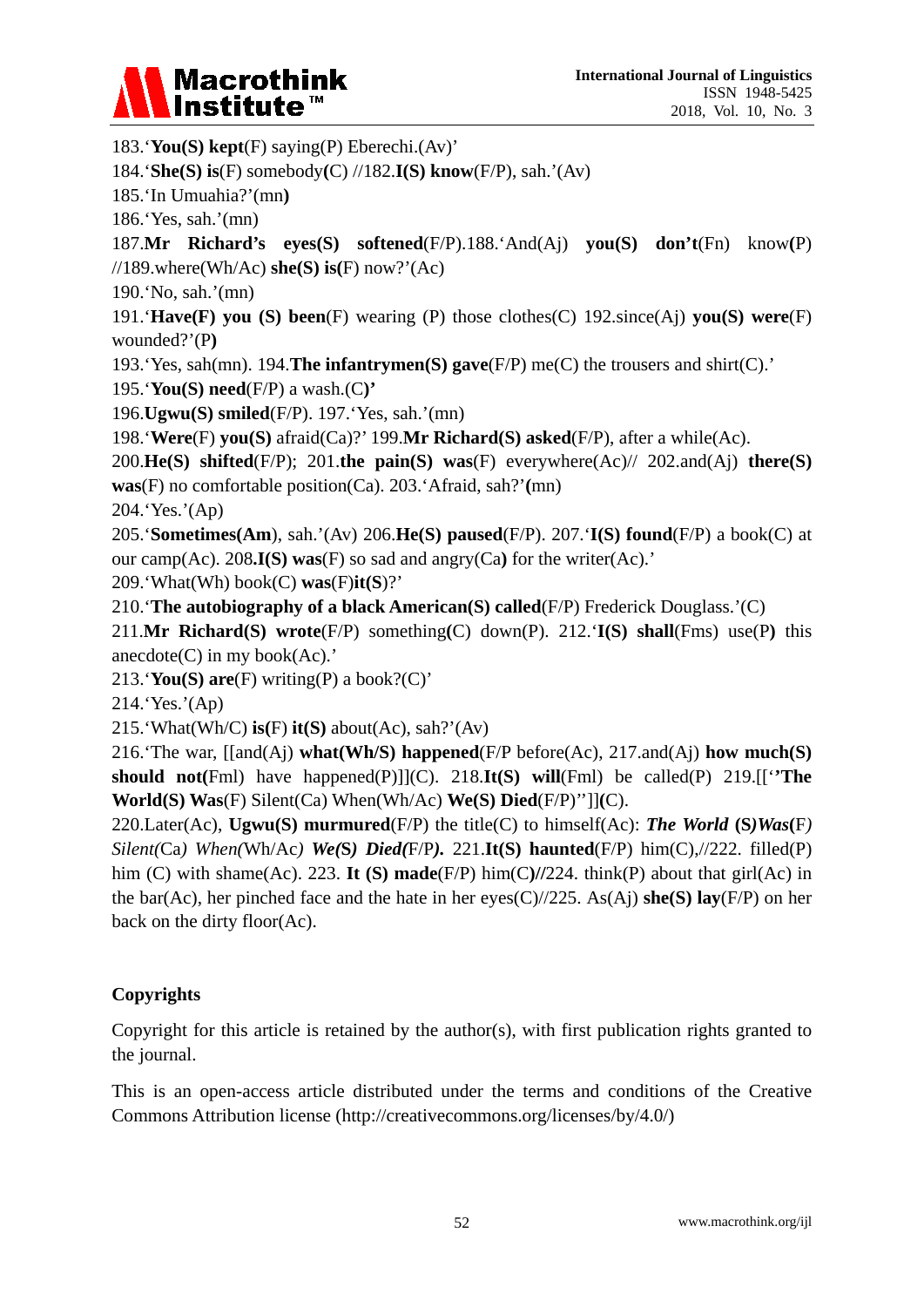183.‘**You(S) kept**(F) saying(P) Eberechi.(Av)’

184.‘**She(S) is**(F) somebody**(**C) //182.**I(S) know**(F/P), sah.’(Av)

185.‘In Umuahia?’(mn**)**

186.‘Yes, sah.’(mn)

187.**Mr Richard’s eyes(S) softened**(F/P).188.‘And(Aj) **you(S) don’t**(Fn) know**(**P) //189.where(Wh/Ac) **she(S) is(**F) now?’(Ac)

190.‘No, sah.’(mn)

191.‘**Have(F) you (S) been**(F) wearing (P) those clothes(C) 192.since(Aj) **you(S) were**(F) wounded?’(P**)**

193.‘Yes, sah(mn). 194.**The infantrymen(S) gave**(F/P) me(C) the trousers and shirt(C).’

195.‘**You(S) need**(F/P) a wash.(C**)’**

196.**Ugwu(S) smiled**(F/P). 197.‘Yes, sah.’(mn)

198.‘**Were**(F) **you(S)** afraid(Ca)?’ 199.**Mr Richard(S) asked**(F/P), after a while(Ac).

200.**He(S) shifted**(F/P); 201.**the pain(S) was**(F) everywhere(Ac)// 202.and(Aj) **there(S) was**(F) no comfortable position(Ca). 203.‘Afraid, sah?’**(**mn)

204.‘Yes.’(Ap)

205.‘**Sometimes(Am**), sah.’(Av) 206.**He(S) paused**(F/P). 207.‘**I(S) found**(F/P) a book(C) at our camp(Ac). 208**.I(S) was**(F) so sad and angry(Ca**)** for the writer(Ac).’

209.‘What(Wh) book(C) **was**(F)**it(S**)?’

210.‘**The autobiography of a black American(S) called**(F/P) Frederick Douglass.’(C)

211.**Mr Richard(S) wrote**(F/P) something**(**C) down(P). 212.‘**I(S) shall**(Fms) use(P**)** this anecdote(C) in my book(Ac).’

213.‘**You(S) are**(F) writing(P) a book?(C)’

214.‘Yes.’(Ap)

215.‘What(Wh/C) **is(**F) **it(S)** about(Ac), sah?’(Av)

216.‘The war, [[and(Aj) **what(Wh/S) happened**(F/P before(Ac), 217.and(Aj) **how much(S) should not(**Fml) have happened(P)]](C). 218.**It(S) will**(Fml) be called(P) 219.[[‘**’The World(S) Was**(F) Silent(Ca) When(Wh/Ac) **We(S) Died**(F/P)’’]]**(**C).

220.Later(Ac), **Ugwu(S) murmured**(F/P) the title(C) to himself(Ac): ***The World*** **(S)*Was*(**F*)* *Silent(*Ca*) When(*Wh/Ac*)* ***We(*S*)* *Died(*F/P*).*** 221.**It(S) haunted**(F/P) him(C),//222. filled(P) him (C) with shame(Ac). 223. **It (S) made**(F/P) him(C**)//**224. think(P) about that girl(Ac) in the bar(Ac), her pinched face and the hate in her eyes(C)//225. As(Aj) **she(S) lay**(F/P) on her back on the dirty floor(Ac).

## Copyrights

Copyright for this article is retained by the author(s), with first publication rights granted to the journal.

This is an open-access article distributed under the terms and conditions of the Creative Commons Attribution license (http://creativecommons.org/licenses/by/4.0/)